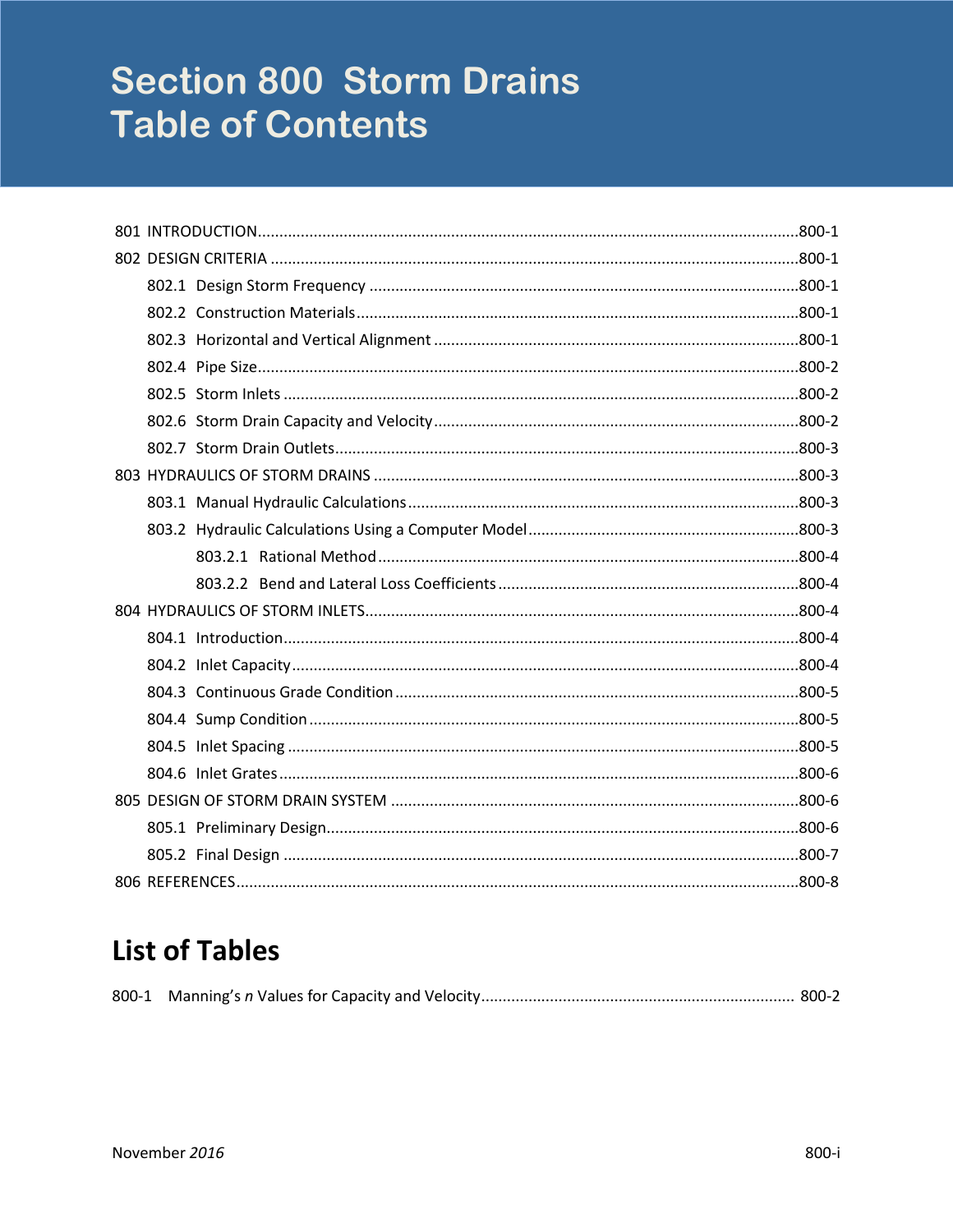# Section 800 Storm Drains
# Table of Contents

801 INTRODUCTION....800-1

802 DESIGN CRITERIA....800-1

- 802.1 Design Storm Frequency....800-1
- 802.2 Construction Materials....800-1
- 802.3 Horizontal and Vertical Alignment....800-1
- 802.4 Pipe Size....800-2
- 802.5 Storm Inlets....800-2
- 802.6 Storm Drain Capacity and Velocity....800-2
- 802.7 Storm Drain Outlets....800-3

803 HYDRAULICS OF STORM DRAINS....800-3

- 803.1 Manual Hydraulic Calculations....800-3
- 803.2 Hydraulic Calculations Using a Computer Model....800-3
  - 803.2.1 Rational Method....800-4
  - 803.2.2 Bend and Lateral Loss Coefficients....800-4

804 HYDRAULICS OF STORM INLETS....800-4

- 804.1 Introduction....800-4
- 804.2 Inlet Capacity....800-4
- 804.3 Continuous Grade Condition....800-5
- 804.4 Sump Condition....800-5
- 804.5 Inlet Spacing....800-5
- 804.6 Inlet Grates....800-6

805 DESIGN OF STORM DRAIN SYSTEM....800-6

- 805.1 Preliminary Design....800-6
- 805.2 Final Design....800-7

806 REFERENCES....800-8

## List of Tables

800-1 Manning's *n* Values for Capacity and Velocity.... 800-2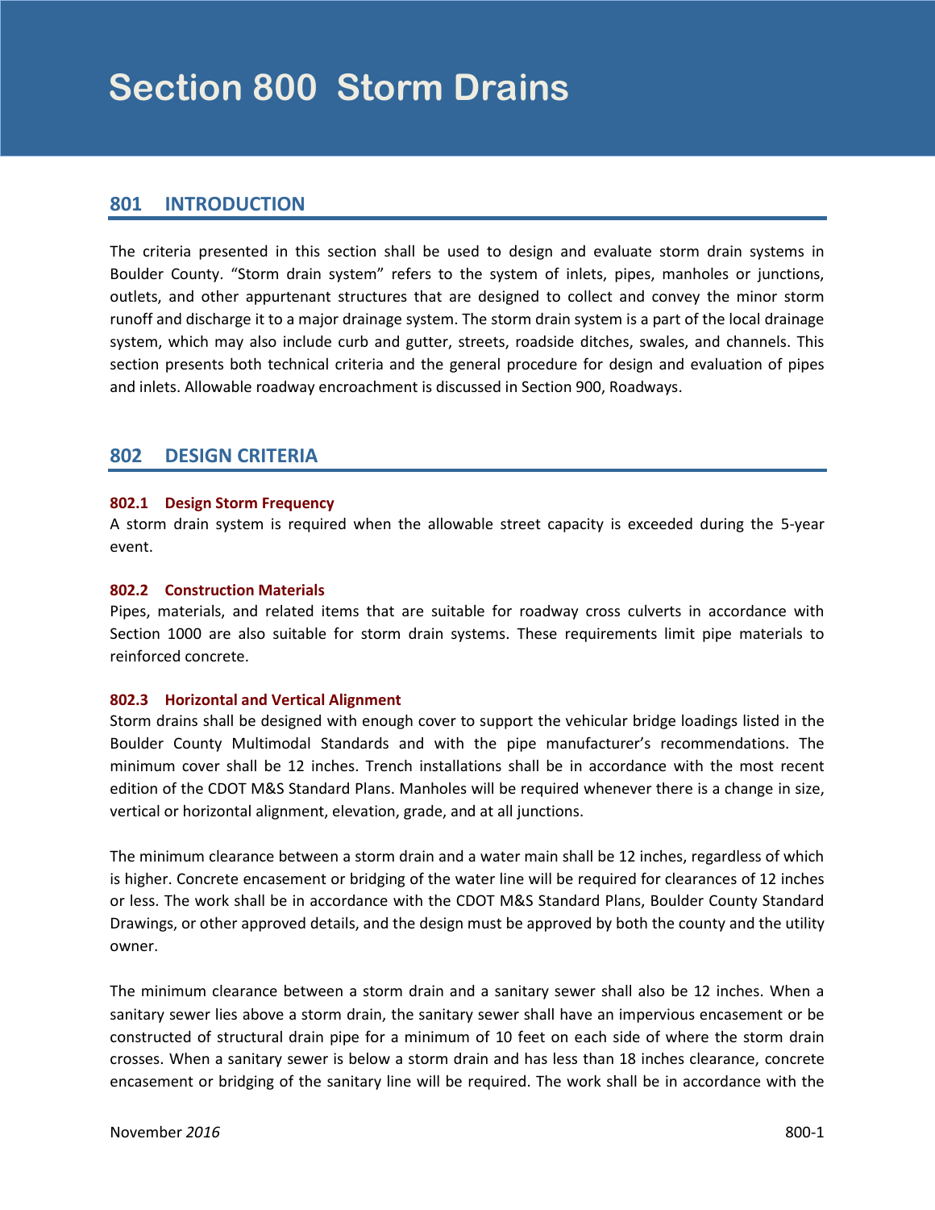# Section 800 Storm Drains

## 801 INTRODUCTION

The criteria presented in this section shall be used to design and evaluate storm drain systems in Boulder County. "Storm drain system" refers to the system of inlets, pipes, manholes or junctions, outlets, and other appurtenant structures that are designed to collect and convey the minor storm runoff and discharge it to a major drainage system. The storm drain system is a part of the local drainage system, which may also include curb and gutter, streets, roadside ditches, swales, and channels. This section presents both technical criteria and the general procedure for design and evaluation of pipes and inlets. Allowable roadway encroachment is discussed in Section 900, Roadways.

## 802 DESIGN CRITERIA

### 802.1 Design Storm Frequency

A storm drain system is required when the allowable street capacity is exceeded during the 5-year event.

### 802.2 Construction Materials

Pipes, materials, and related items that are suitable for roadway cross culverts in accordance with Section 1000 are also suitable for storm drain systems. These requirements limit pipe materials to reinforced concrete.

### 802.3 Horizontal and Vertical Alignment

Storm drains shall be designed with enough cover to support the vehicular bridge loadings listed in the Boulder County Multimodal Standards and with the pipe manufacturer's recommendations. The minimum cover shall be 12 inches. Trench installations shall be in accordance with the most recent edition of the CDOT M&S Standard Plans. Manholes will be required whenever there is a change in size, vertical or horizontal alignment, elevation, grade, and at all junctions.

The minimum clearance between a storm drain and a water main shall be 12 inches, regardless of which is higher. Concrete encasement or bridging of the water line will be required for clearances of 12 inches or less. The work shall be in accordance with the CDOT M&S Standard Plans, Boulder County Standard Drawings, or other approved details, and the design must be approved by both the county and the utility owner.

The minimum clearance between a storm drain and a sanitary sewer shall also be 12 inches. When a sanitary sewer lies above a storm drain, the sanitary sewer shall have an impervious encasement or be constructed of structural drain pipe for a minimum of 10 feet on each side of where the storm drain crosses. When a sanitary sewer is below a storm drain and has less than 18 inches clearance, concrete encasement or bridging of the sanitary line will be required. The work shall be in accordance with the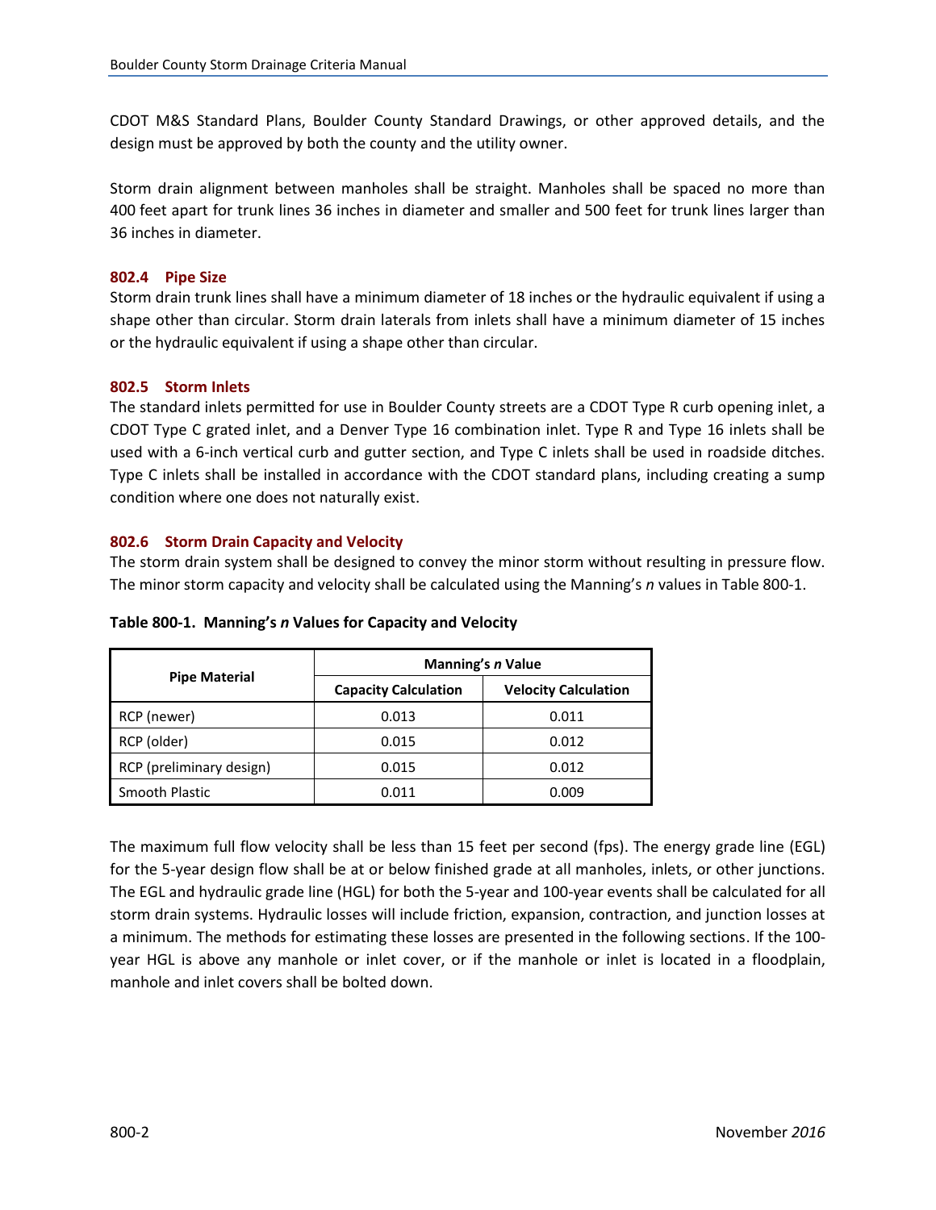CDOT M&S Standard Plans, Boulder County Standard Drawings, or other approved details, and the design must be approved by both the county and the utility owner.

Storm drain alignment between manholes shall be straight. Manholes shall be spaced no more than 400 feet apart for trunk lines 36 inches in diameter and smaller and 500 feet for trunk lines larger than 36 inches in diameter.

### 802.4 Pipe Size

Storm drain trunk lines shall have a minimum diameter of 18 inches or the hydraulic equivalent if using a shape other than circular. Storm drain laterals from inlets shall have a minimum diameter of 15 inches or the hydraulic equivalent if using a shape other than circular.

### 802.5 Storm Inlets

The standard inlets permitted for use in Boulder County streets are a CDOT Type R curb opening inlet, a CDOT Type C grated inlet, and a Denver Type 16 combination inlet. Type R and Type 16 inlets shall be used with a 6-inch vertical curb and gutter section, and Type C inlets shall be used in roadside ditches. Type C inlets shall be installed in accordance with the CDOT standard plans, including creating a sump condition where one does not naturally exist.

### 802.6 Storm Drain Capacity and Velocity

The storm drain system shall be designed to convey the minor storm without resulting in pressure flow. The minor storm capacity and velocity shall be calculated using the Manning's *n* values in Table 800-1.

**Table 800-1. Manning's *n* Values for Capacity and Velocity**

| Pipe Material | Manning's *n* Value | |
|---|---|---|
| | Capacity Calculation | Velocity Calculation |
| RCP (newer) | 0.013 | 0.011 |
| RCP (older) | 0.015 | 0.012 |
| RCP (preliminary design) | 0.015 | 0.012 |
| Smooth Plastic | 0.011 | 0.009 |

The maximum full flow velocity shall be less than 15 feet per second (fps). The energy grade line (EGL) for the 5-year design flow shall be at or below finished grade at all manholes, inlets, or other junctions. The EGL and hydraulic grade line (HGL) for both the 5-year and 100-year events shall be calculated for all storm drain systems. Hydraulic losses will include friction, expansion, contraction, and junction losses at a minimum. The methods for estimating these losses are presented in the following sections. If the 100-year HGL is above any manhole or inlet cover, or if the manhole or inlet is located in a floodplain, manhole and inlet covers shall be bolted down.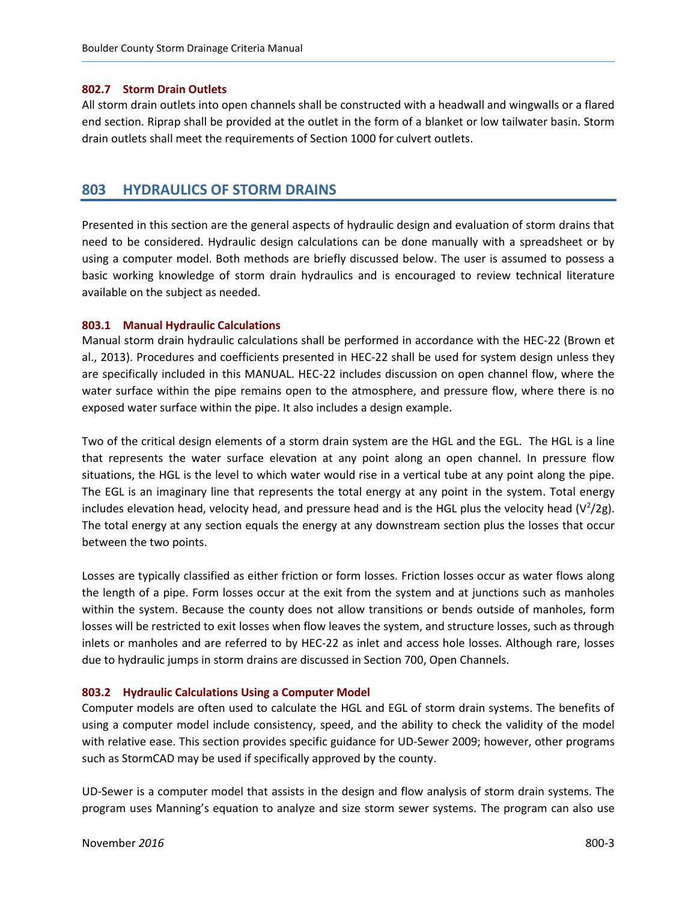### 802.7 Storm Drain Outlets

All storm drain outlets into open channels shall be constructed with a headwall and wingwalls or a flared end section. Riprap shall be provided at the outlet in the form of a blanket or low tailwater basin. Storm drain outlets shall meet the requirements of Section 1000 for culvert outlets.

## 803 HYDRAULICS OF STORM DRAINS

Presented in this section are the general aspects of hydraulic design and evaluation of storm drains that need to be considered. Hydraulic design calculations can be done manually with a spreadsheet or by using a computer model. Both methods are briefly discussed below. The user is assumed to possess a basic working knowledge of storm drain hydraulics and is encouraged to review technical literature available on the subject as needed.

### 803.1 Manual Hydraulic Calculations

Manual storm drain hydraulic calculations shall be performed in accordance with the HEC-22 (Brown et al., 2013). Procedures and coefficients presented in HEC-22 shall be used for system design unless they are specifically included in this MANUAL. HEC-22 includes discussion on open channel flow, where the water surface within the pipe remains open to the atmosphere, and pressure flow, where there is no exposed water surface within the pipe. It also includes a design example.

Two of the critical design elements of a storm drain system are the HGL and the EGL. The HGL is a line that represents the water surface elevation at any point along an open channel. In pressure flow situations, the HGL is the level to which water would rise in a vertical tube at any point along the pipe. The EGL is an imaginary line that represents the total energy at any point in the system. Total energy includes elevation head, velocity head, and pressure head and is the HGL plus the velocity head ($V^2/2g$). The total energy at any section equals the energy at any downstream section plus the losses that occur between the two points.

Losses are typically classified as either friction or form losses. Friction losses occur as water flows along the length of a pipe. Form losses occur at the exit from the system and at junctions such as manholes within the system. Because the county does not allow transitions or bends outside of manholes, form losses will be restricted to exit losses when flow leaves the system, and structure losses, such as through inlets or manholes and are referred to by HEC-22 as inlet and access hole losses. Although rare, losses due to hydraulic jumps in storm drains are discussed in Section 700, Open Channels.

### 803.2 Hydraulic Calculations Using a Computer Model

Computer models are often used to calculate the HGL and EGL of storm drain systems. The benefits of using a computer model include consistency, speed, and the ability to check the validity of the model with relative ease. This section provides specific guidance for UD-Sewer 2009; however, other programs such as StormCAD may be used if specifically approved by the county.

UD-Sewer is a computer model that assists in the design and flow analysis of storm drain systems. The program uses Manning's equation to analyze and size storm sewer systems. The program can also use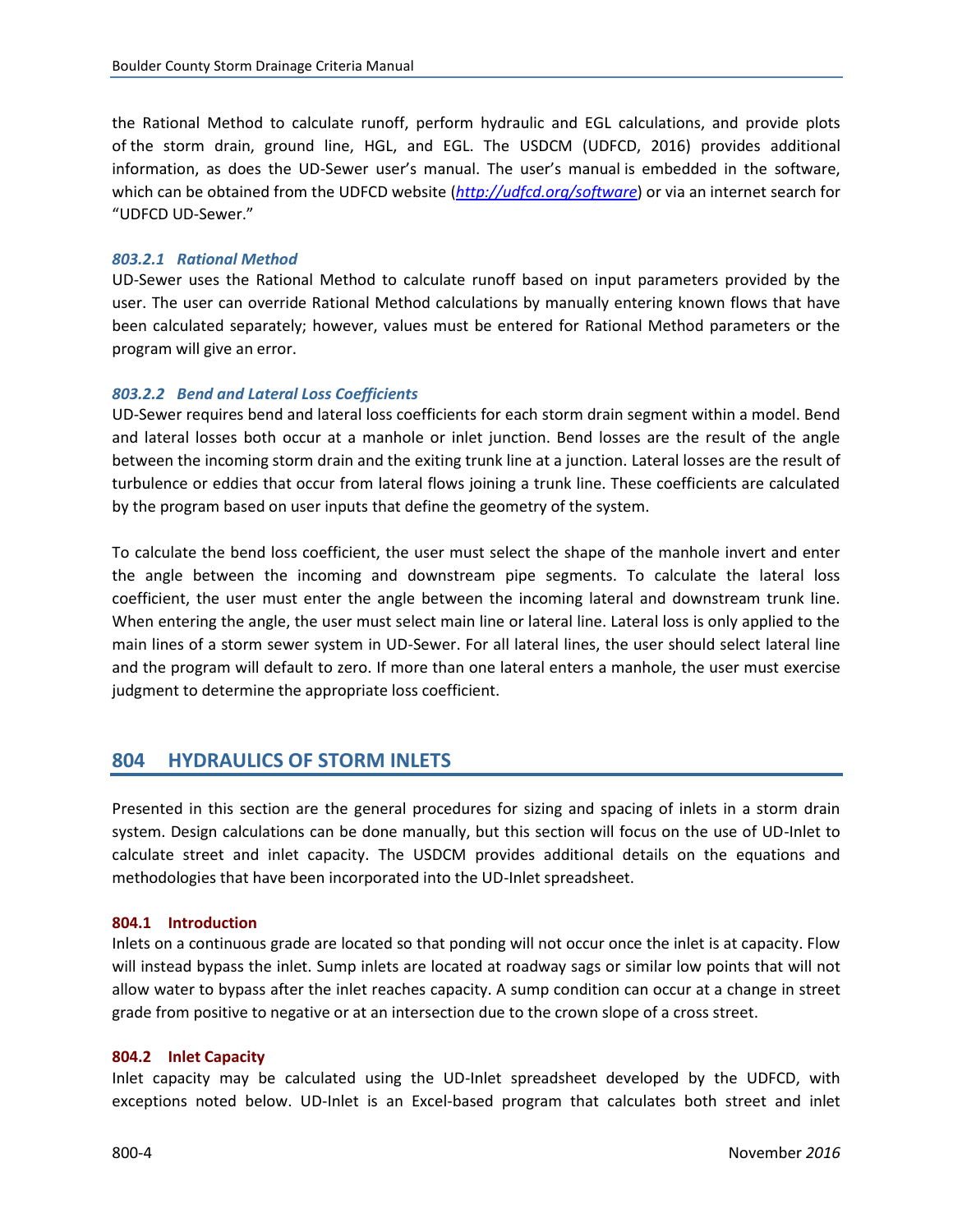the Rational Method to calculate runoff, perform hydraulic and EGL calculations, and provide plots of the storm drain, ground line, HGL, and EGL. The USDCM (UDFCD, 2016) provides additional information, as does the UD-Sewer user's manual. The user's manual is embedded in the software, which can be obtained from the UDFCD website (*http://udfcd.org/software*) or via an internet search for "UDFCD UD-Sewer."

#### *803.2.1 Rational Method*

UD-Sewer uses the Rational Method to calculate runoff based on input parameters provided by the user. The user can override Rational Method calculations by manually entering known flows that have been calculated separately; however, values must be entered for Rational Method parameters or the program will give an error.

#### *803.2.2 Bend and Lateral Loss Coefficients*

UD-Sewer requires bend and lateral loss coefficients for each storm drain segment within a model. Bend and lateral losses both occur at a manhole or inlet junction. Bend losses are the result of the angle between the incoming storm drain and the exiting trunk line at a junction. Lateral losses are the result of turbulence or eddies that occur from lateral flows joining a trunk line. These coefficients are calculated by the program based on user inputs that define the geometry of the system.

To calculate the bend loss coefficient, the user must select the shape of the manhole invert and enter the angle between the incoming and downstream pipe segments. To calculate the lateral loss coefficient, the user must enter the angle between the incoming lateral and downstream trunk line. When entering the angle, the user must select main line or lateral line. Lateral loss is only applied to the main lines of a storm sewer system in UD-Sewer. For all lateral lines, the user should select lateral line and the program will default to zero. If more than one lateral enters a manhole, the user must exercise judgment to determine the appropriate loss coefficient.

## 804 HYDRAULICS OF STORM INLETS

Presented in this section are the general procedures for sizing and spacing of inlets in a storm drain system. Design calculations can be done manually, but this section will focus on the use of UD-Inlet to calculate street and inlet capacity. The USDCM provides additional details on the equations and methodologies that have been incorporated into the UD-Inlet spreadsheet.

### 804.1 Introduction

Inlets on a continuous grade are located so that ponding will not occur once the inlet is at capacity. Flow will instead bypass the inlet. Sump inlets are located at roadway sags or similar low points that will not allow water to bypass after the inlet reaches capacity. A sump condition can occur at a change in street grade from positive to negative or at an intersection due to the crown slope of a cross street.

### 804.2 Inlet Capacity

Inlet capacity may be calculated using the UD-Inlet spreadsheet developed by the UDFCD, with exceptions noted below. UD-Inlet is an Excel-based program that calculates both street and inlet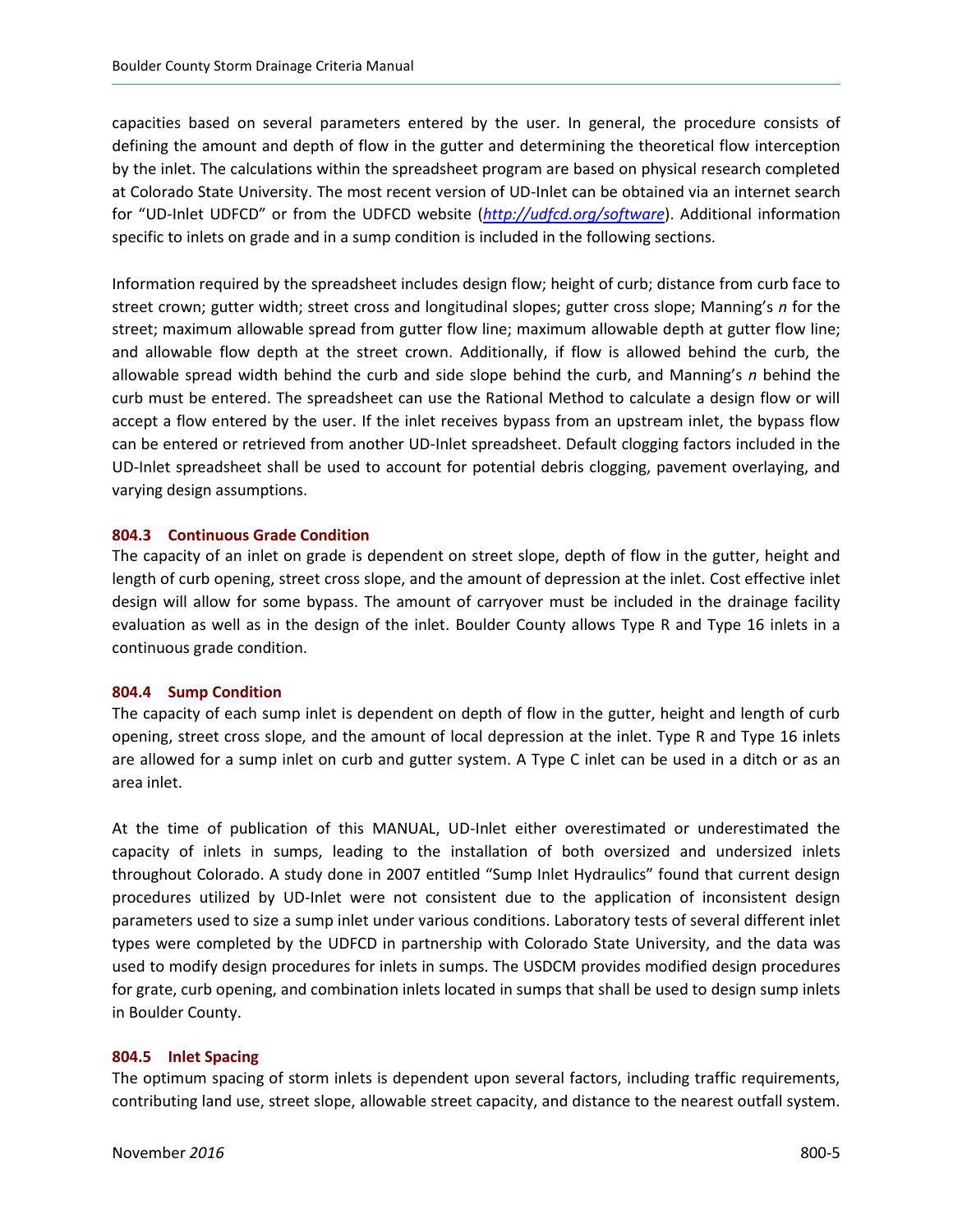capacities based on several parameters entered by the user. In general, the procedure consists of defining the amount and depth of flow in the gutter and determining the theoretical flow interception by the inlet. The calculations within the spreadsheet program are based on physical research completed at Colorado State University. The most recent version of UD-Inlet can be obtained via an internet search for "UD-Inlet UDFCD" or from the UDFCD website (*http://udfcd.org/software*). Additional information specific to inlets on grade and in a sump condition is included in the following sections.

Information required by the spreadsheet includes design flow; height of curb; distance from curb face to street crown; gutter width; street cross and longitudinal slopes; gutter cross slope; Manning's *n* for the street; maximum allowable spread from gutter flow line; maximum allowable depth at gutter flow line; and allowable flow depth at the street crown. Additionally, if flow is allowed behind the curb, the allowable spread width behind the curb and side slope behind the curb, and Manning's *n* behind the curb must be entered. The spreadsheet can use the Rational Method to calculate a design flow or will accept a flow entered by the user. If the inlet receives bypass from an upstream inlet, the bypass flow can be entered or retrieved from another UD-Inlet spreadsheet. Default clogging factors included in the UD-Inlet spreadsheet shall be used to account for potential debris clogging, pavement overlaying, and varying design assumptions.

### 804.3 Continuous Grade Condition

The capacity of an inlet on grade is dependent on street slope, depth of flow in the gutter, height and length of curb opening, street cross slope, and the amount of depression at the inlet. Cost effective inlet design will allow for some bypass. The amount of carryover must be included in the drainage facility evaluation as well as in the design of the inlet. Boulder County allows Type R and Type 16 inlets in a continuous grade condition.

### 804.4 Sump Condition

The capacity of each sump inlet is dependent on depth of flow in the gutter, height and length of curb opening, street cross slope, and the amount of local depression at the inlet. Type R and Type 16 inlets are allowed for a sump inlet on curb and gutter system. A Type C inlet can be used in a ditch or as an area inlet.

At the time of publication of this MANUAL, UD-Inlet either overestimated or underestimated the capacity of inlets in sumps, leading to the installation of both oversized and undersized inlets throughout Colorado. A study done in 2007 entitled "Sump Inlet Hydraulics" found that current design procedures utilized by UD-Inlet were not consistent due to the application of inconsistent design parameters used to size a sump inlet under various conditions. Laboratory tests of several different inlet types were completed by the UDFCD in partnership with Colorado State University, and the data was used to modify design procedures for inlets in sumps. The USDCM provides modified design procedures for grate, curb opening, and combination inlets located in sumps that shall be used to design sump inlets in Boulder County.

### 804.5 Inlet Spacing

The optimum spacing of storm inlets is dependent upon several factors, including traffic requirements, contributing land use, street slope, allowable street capacity, and distance to the nearest outfall system.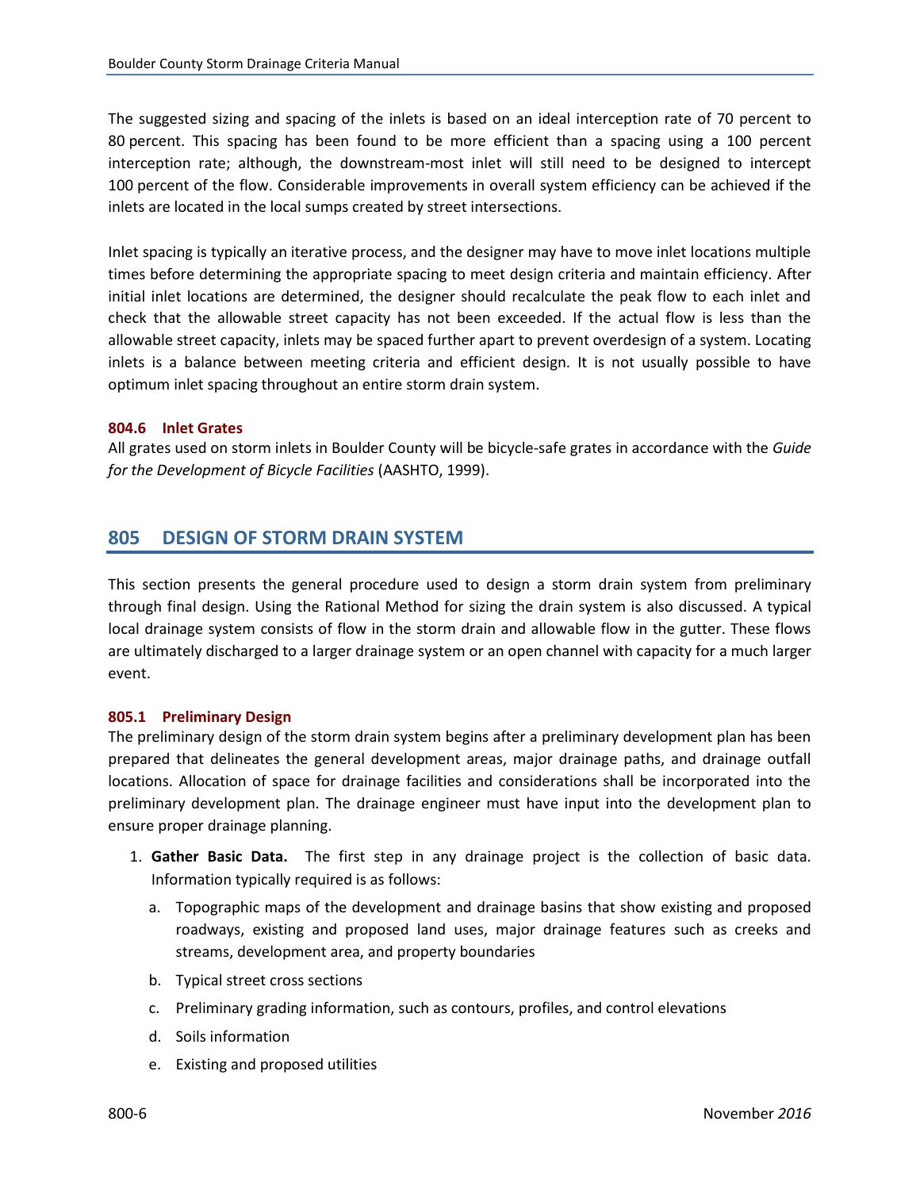The suggested sizing and spacing of the inlets is based on an ideal interception rate of 70 percent to 80 percent. This spacing has been found to be more efficient than a spacing using a 100 percent interception rate; although, the downstream-most inlet will still need to be designed to intercept 100 percent of the flow. Considerable improvements in overall system efficiency can be achieved if the inlets are located in the local sumps created by street intersections.

Inlet spacing is typically an iterative process, and the designer may have to move inlet locations multiple times before determining the appropriate spacing to meet design criteria and maintain efficiency. After initial inlet locations are determined, the designer should recalculate the peak flow to each inlet and check that the allowable street capacity has not been exceeded. If the actual flow is less than the allowable street capacity, inlets may be spaced further apart to prevent overdesign of a system. Locating inlets is a balance between meeting criteria and efficient design. It is not usually possible to have optimum inlet spacing throughout an entire storm drain system.

### 804.6 Inlet Grates

All grates used on storm inlets in Boulder County will be bicycle-safe grates in accordance with the *Guide for the Development of Bicycle Facilities* (AASHTO, 1999).

## 805 DESIGN OF STORM DRAIN SYSTEM

This section presents the general procedure used to design a storm drain system from preliminary through final design. Using the Rational Method for sizing the drain system is also discussed. A typical local drainage system consists of flow in the storm drain and allowable flow in the gutter. These flows are ultimately discharged to a larger drainage system or an open channel with capacity for a much larger event.

### 805.1 Preliminary Design

The preliminary design of the storm drain system begins after a preliminary development plan has been prepared that delineates the general development areas, major drainage paths, and drainage outfall locations. Allocation of space for drainage facilities and considerations shall be incorporated into the preliminary development plan. The drainage engineer must have input into the development plan to ensure proper drainage planning.

1. **Gather Basic Data.** The first step in any drainage project is the collection of basic data. Information typically required is as follows:
   a. Topographic maps of the development and drainage basins that show existing and proposed roadways, existing and proposed land uses, major drainage features such as creeks and streams, development area, and property boundaries
   b. Typical street cross sections
   c. Preliminary grading information, such as contours, profiles, and control elevations
   d. Soils information
   e. Existing and proposed utilities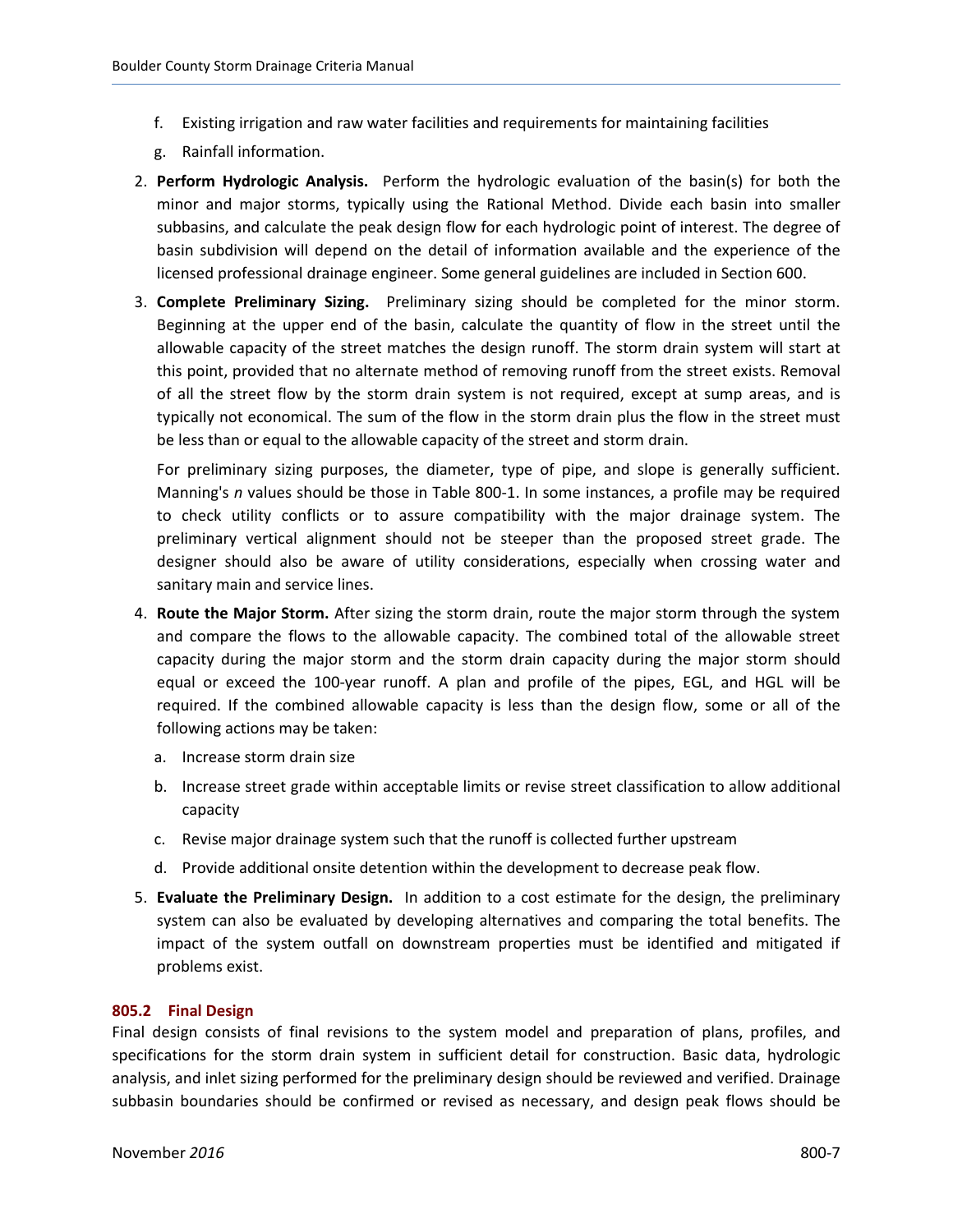f. Existing irrigation and raw water facilities and requirements for maintaining facilities

g. Rainfall information.

2. **Perform Hydrologic Analysis.** Perform the hydrologic evaluation of the basin(s) for both the minor and major storms, typically using the Rational Method. Divide each basin into smaller subbasins, and calculate the peak design flow for each hydrologic point of interest. The degree of basin subdivision will depend on the detail of information available and the experience of the licensed professional drainage engineer. Some general guidelines are included in Section 600.

3. **Complete Preliminary Sizing.** Preliminary sizing should be completed for the minor storm. Beginning at the upper end of the basin, calculate the quantity of flow in the street until the allowable capacity of the street matches the design runoff. The storm drain system will start at this point, provided that no alternate method of removing runoff from the street exists. Removal of all the street flow by the storm drain system is not required, except at sump areas, and is typically not economical. The sum of the flow in the storm drain plus the flow in the street must be less than or equal to the allowable capacity of the street and storm drain.

   For preliminary sizing purposes, the diameter, type of pipe, and slope is generally sufficient. Manning's *n* values should be those in Table 800-1. In some instances, a profile may be required to check utility conflicts or to assure compatibility with the major drainage system. The preliminary vertical alignment should not be steeper than the proposed street grade. The designer should also be aware of utility considerations, especially when crossing water and sanitary main and service lines.

4. **Route the Major Storm.** After sizing the storm drain, route the major storm through the system and compare the flows to the allowable capacity. The combined total of the allowable street capacity during the major storm and the storm drain capacity during the major storm should equal or exceed the 100-year runoff. A plan and profile of the pipes, EGL, and HGL will be required. If the combined allowable capacity is less than the design flow, some or all of the following actions may be taken:

   a. Increase storm drain size

   b. Increase street grade within acceptable limits or revise street classification to allow additional capacity

   c. Revise major drainage system such that the runoff is collected further upstream

   d. Provide additional onsite detention within the development to decrease peak flow.

5. **Evaluate the Preliminary Design.** In addition to a cost estimate for the design, the preliminary system can also be evaluated by developing alternatives and comparing the total benefits. The impact of the system outfall on downstream properties must be identified and mitigated if problems exist.

### 805.2 Final Design

Final design consists of final revisions to the system model and preparation of plans, profiles, and specifications for the storm drain system in sufficient detail for construction. Basic data, hydrologic analysis, and inlet sizing performed for the preliminary design should be reviewed and verified. Drainage subbasin boundaries should be confirmed or revised as necessary, and design peak flows should be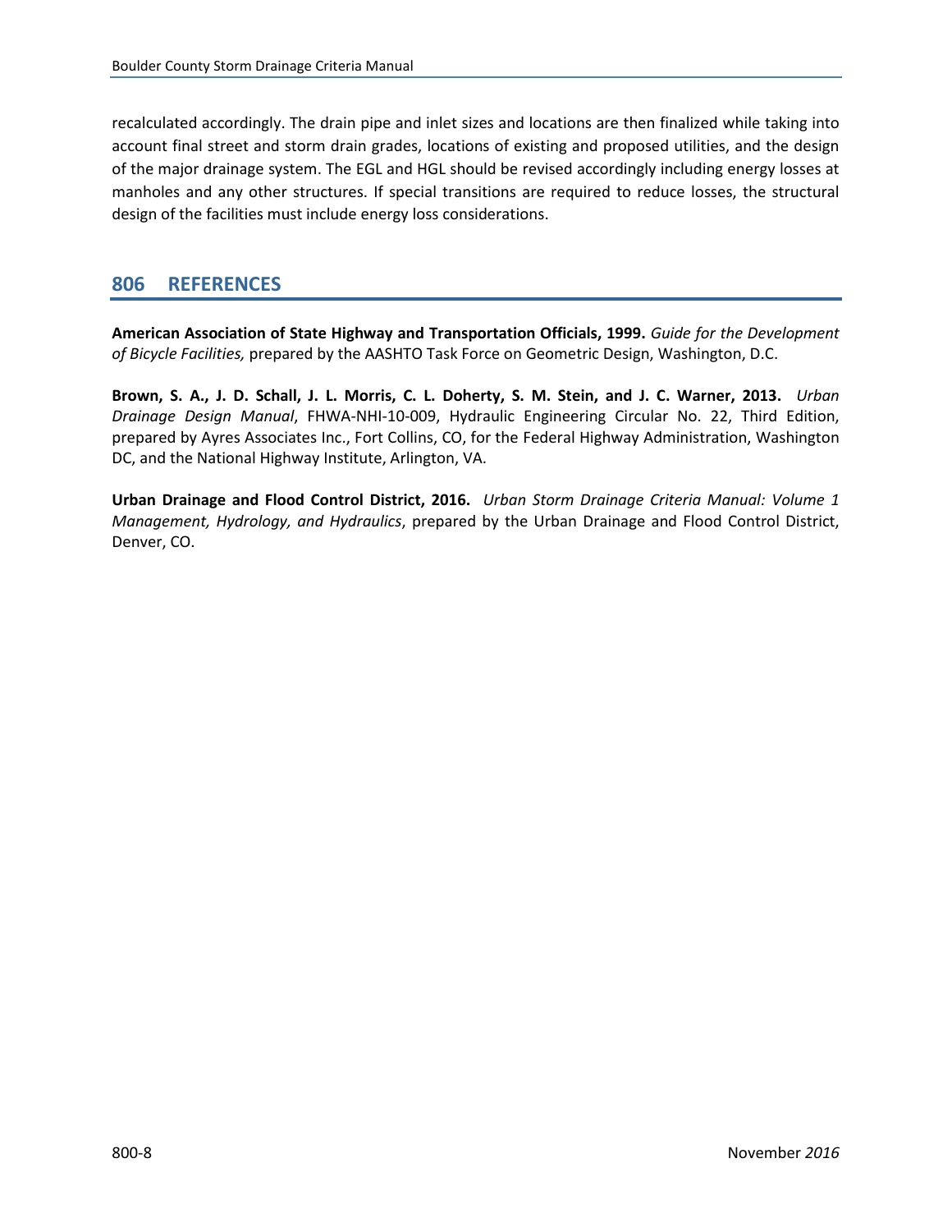recalculated accordingly. The drain pipe and inlet sizes and locations are then finalized while taking into account final street and storm drain grades, locations of existing and proposed utilities, and the design of the major drainage system. The EGL and HGL should be revised accordingly including energy losses at manholes and any other structures. If special transitions are required to reduce losses, the structural design of the facilities must include energy loss considerations.

## 806 REFERENCES

**American Association of State Highway and Transportation Officials, 1999.** *Guide for the Development of Bicycle Facilities,* prepared by the AASHTO Task Force on Geometric Design, Washington, D.C.

**Brown, S. A., J. D. Schall, J. L. Morris, C. L. Doherty, S. M. Stein, and J. C. Warner, 2013.** *Urban Drainage Design Manual*, FHWA-NHI-10-009, Hydraulic Engineering Circular No. 22, Third Edition, prepared by Ayres Associates Inc., Fort Collins, CO, for the Federal Highway Administration, Washington DC, and the National Highway Institute, Arlington, VA.

**Urban Drainage and Flood Control District, 2016.** *Urban Storm Drainage Criteria Manual: Volume 1 Management, Hydrology, and Hydraulics*, prepared by the Urban Drainage and Flood Control District, Denver, CO.